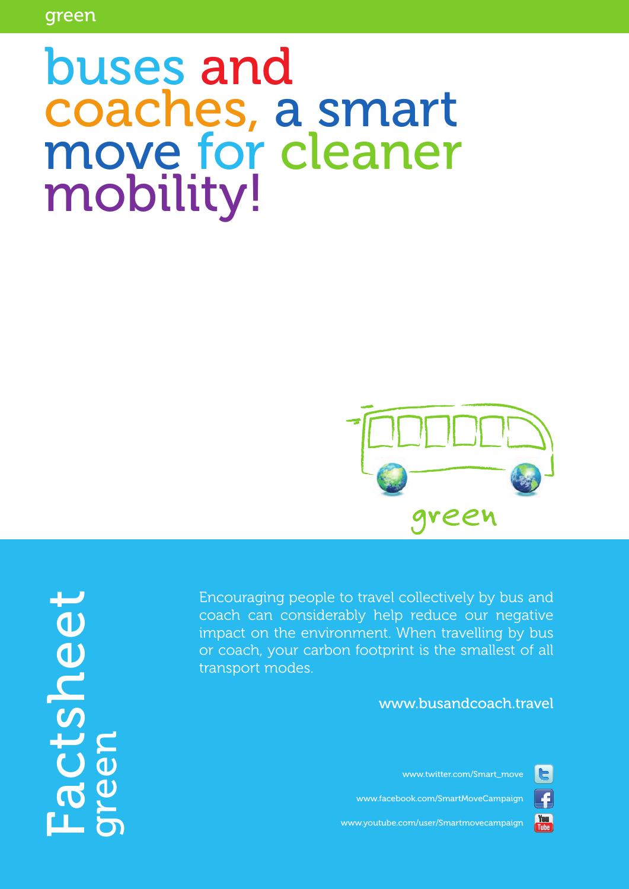green

# buses and coaches, a smart move for cleaner mobility!

green

Factsheet
green

Encouraging people to travel collectively by bus and coach can considerably help reduce our negative impact on the environment. When travelling by bus or coach, your carbon footprint is the smallest of all transport modes.

www.busandcoach.travel

www.twitter.com/Smart_move

www.facebook.com/SmartMoveCampaign

www.youtube.com/user/Smartmovecampaign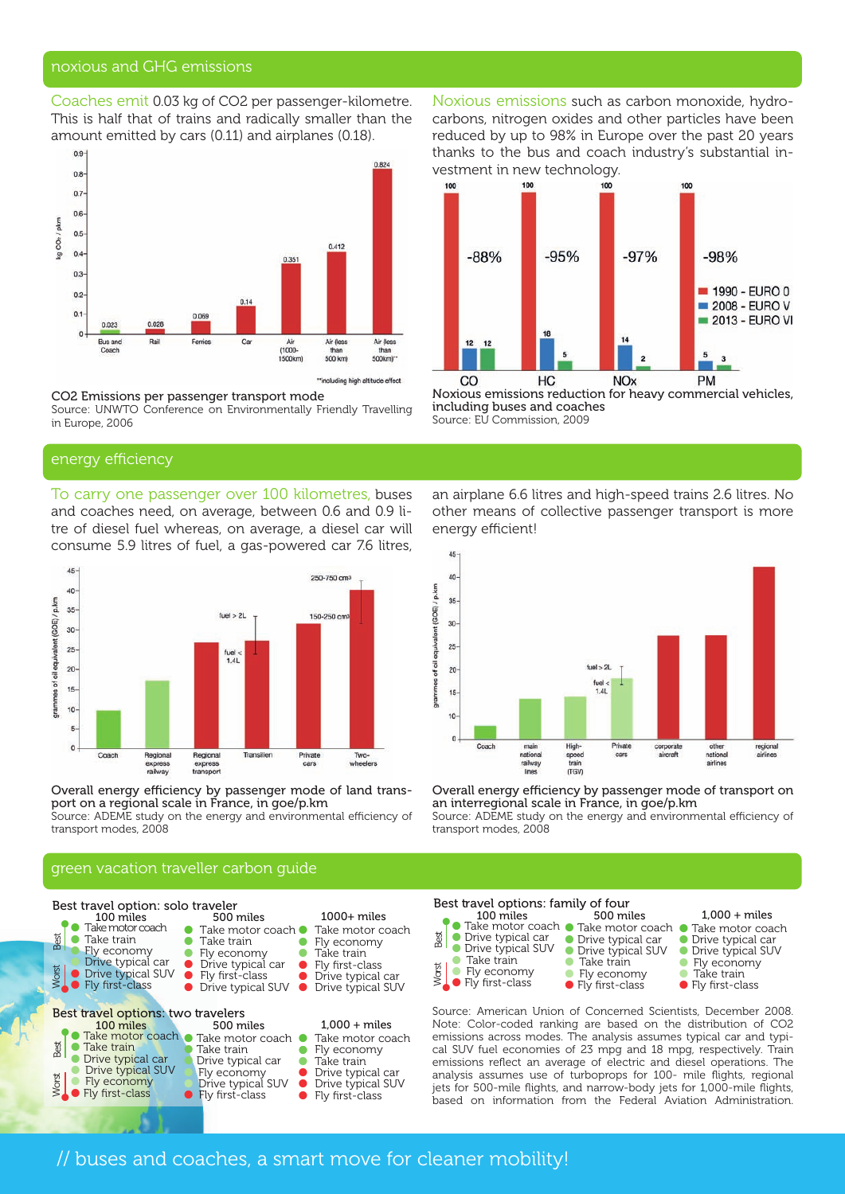## noxious and GHG emissions

Coaches emit 0.03 kg of $CO_2$ per passenger-kilometre. This is half that of trains and radically smaller than the amount emitted by cars (0.11) and airplanes (0.18).

0.9
0.8
0.7
0.6
0.5
0.4
0.3
0.2
0.1
0

kg $CO_2$ / pkm

0.023 Bus and Coach
0.028 Rail
0.069 Ferries
0.14 Car
0.351 Air (1000-1500km)
0.412 Air (less than 500 km)
0.824 Air (less than 500km)**

**including high altitude effect

CO2 Emissions per passenger transport mode
Source: UNWTO Conference on Environmentally Friendly Travelling in Europe, 2006

Noxious emissions such as carbon monoxide, hydrocarbons, nitrogen oxides and other particles have been reduced by up to 98% in Europe over the past 20 years thanks to the bus and coach industry's substantial investment in new technology.

CO: 100, 12, 12 — -88%
HC: 100, 16, 5 — -95%
NOx: 100, 14, 2 — -97%
PM: 100, 5, 3 — -98%

1990 - EURO 0
2008 - EURO V
2013 - EURO VI

Noxious emissions reduction for heavy commercial vehicles, including buses and coaches
Source: EU Commission, 2009

## energy efficiency

To carry one passenger over 100 kilometres, buses and coaches need, on average, between 0.6 and 0.9 litre of diesel fuel whereas, on average, a diesel car will consume 5.9 litres of fuel, a gas-powered car 7.6 litres, an airplane 6.6 litres and high-speed trains 2.6 litres. No other means of collective passenger transport is more energy efficient!

grammes of oil equivalent (GOE) / p.km

45
40
35
30
25
20
15
10
5
0

Coach
Regional express railway
Regional express transport
Transilien
Private cars
Two-wheelers

fuel > 2L
fuel < 1.4L
150-250 cm3
250-750 cm3

Overall energy efficiency by passenger mode of land transport on a regional scale in France, in goe/p.km
Source: ADEME study on the energy and environmental efficiency of transport modes, 2008

grammes of oil equivalent (GOE) / p.km

45
40
35
30
25
20
15
10
5
0

Coach
main national railway lines
High-speed train (TGV)
Private cars
corporate aircraft
other national airlines
regional airlines

fuel > 2L
fuel < 1.4L

Overall energy efficiency by passenger mode of transport on an interregional scale in France, in goe/p.km
Source: ADEME study on the energy and environmental efficiency of transport modes, 2008

## green vacation traveller carbon guide

### Best travel option: solo traveler

| | 100 miles | 500 miles | 1000+ miles |
|---|---|---|---|
| Best | Take motor coach | Take motor coach | Take motor coach |
| | Take train | Take train | Fly economy |
| | Fly economy | Fly economy | Take train |
| | Drive typical car | Drive typical car | Fly first-class |
| | Drive typical SUV | Fly first-class | Drive typical car |
| Worst | Fly first-class | Drive typical SUV | Drive typical SUV |

### Best travel options: two travelers

| | 100 miles | 500 miles | 1,000 + miles |
|---|---|---|---|
| Best | Take motor coach | Take motor coach | Take motor coach |
| | Take train | Take train | Fly economy |
| | Drive typical car | Drive typical car | Take train |
| | Drive typical SUV | Fly economy | Drive typical car |
| | Fly economy | Drive typical SUV | Drive typical SUV |
| Worst | Fly first-class | Fly first-class | Fly first-class |

### Best travel options: family of four

| | 100 miles | 500 miles | 1,000 + miles |
|---|---|---|---|
| Best | Take motor coach | Take motor coach | Take motor coach |
| | Drive typical car | Drive typical car | Drive typical car |
| | Drive typical SUV | Drive typical SUV | Drive typical SUV |
| | Take train | Take train | Fly economy |
| | Fly economy | Fly economy | Take train |
| Worst | Fly first-class | Fly first-class | Fly first-class |

Source: American Union of Concerned Scientists, December 2008. Note: Color-coded ranking are based on the distribution of $CO_2$ emissions across modes. The analysis assumes typical car and typical SUV fuel economies of 23 mpg and 18 mpg, respectively. Train emissions reflect an average of electric and diesel operations. The analysis assumes use of turboprops for 100- mile flights, regional jets for 500-mile flights, and narrow-body jets for 1,000-mile flights, based on information from the Federal Aviation Administration.

// buses and coaches, a smart move for cleaner mobility!